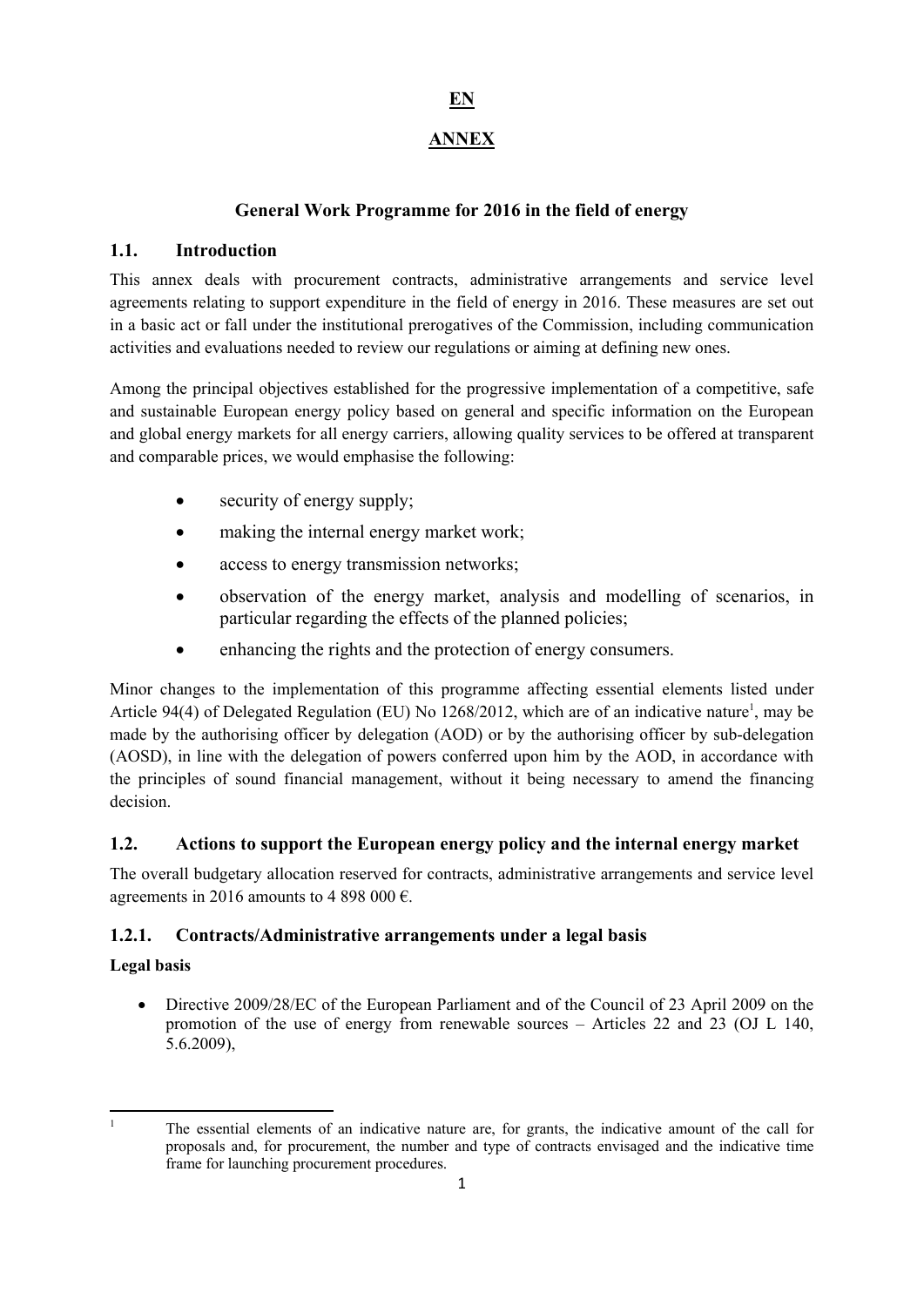**EN**

**ANNEX**

# General Work Programme for 2016 in the field of energy

## 1.1. Introduction

This annex deals with procurement contracts, administrative arrangements and service level agreements relating to support expenditure in the field of energy in 2016. These measures are set out in a basic act or fall under the institutional prerogatives of the Commission, including communication activities and evaluations needed to review our regulations or aiming at defining new ones.

Among the principal objectives established for the progressive implementation of a competitive, safe and sustainable European energy policy based on general and specific information on the European and global energy markets for all energy carriers, allowing quality services to be offered at transparent and comparable prices, we would emphasise the following:

- security of energy supply;
- making the internal energy market work;
- access to energy transmission networks;
- observation of the energy market, analysis and modelling of scenarios, in particular regarding the effects of the planned policies;
- enhancing the rights and the protection of energy consumers.

Minor changes to the implementation of this programme affecting essential elements listed under Article 94(4) of Delegated Regulation (EU) No 1268/2012, which are of an indicative nature[1], may be made by the authorising officer by delegation (AOD) or by the authorising officer by sub-delegation (AOSD), in line with the delegation of powers conferred upon him by the AOD, in accordance with the principles of sound financial management, without it being necessary to amend the financing decision.

## 1.2. Actions to support the European energy policy and the internal energy market

The overall budgetary allocation reserved for contracts, administrative arrangements and service level agreements in 2016 amounts to 4 898 000 €.

### 1.2.1. Contracts/Administrative arrangements under a legal basis

**Legal basis**

- Directive 2009/28/EC of the European Parliament and of the Council of 23 April 2009 on the promotion of the use of energy from renewable sources – Articles 22 and 23 (OJ L 140, 5.6.2009),

[1] The essential elements of an indicative nature are, for grants, the indicative amount of the call for proposals and, for procurement, the number and type of contracts envisaged and the indicative time frame for launching procurement procedures.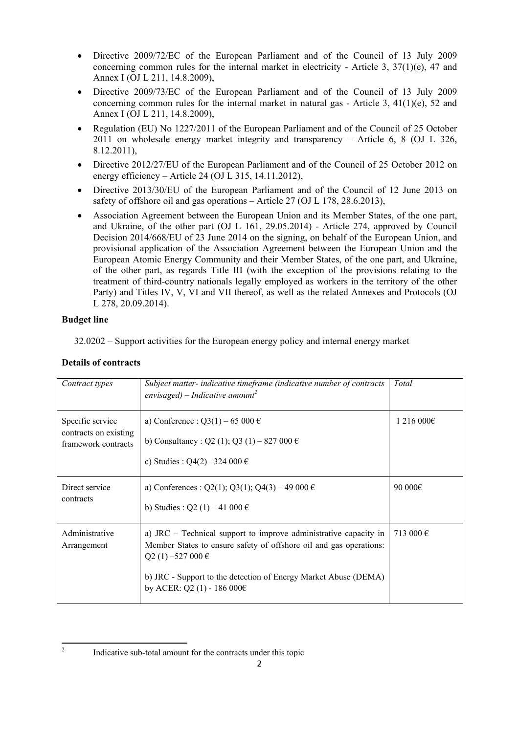- Directive 2009/72/EC of the European Parliament and of the Council of 13 July 2009 concerning common rules for the internal market in electricity - Article 3, 37(1)(e), 47 and Annex I (OJ L 211, 14.8.2009),
- Directive 2009/73/EC of the European Parliament and of the Council of 13 July 2009 concerning common rules for the internal market in natural gas - Article 3, 41(1)(e), 52 and Annex I (OJ L 211, 14.8.2009),
- Regulation (EU) No 1227/2011 of the European Parliament and of the Council of 25 October 2011 on wholesale energy market integrity and transparency – Article 6, 8 (OJ L 326, 8.12.2011),
- Directive 2012/27/EU of the European Parliament and of the Council of 25 October 2012 on energy efficiency – Article 24 (OJ L 315, 14.11.2012),
- Directive 2013/30/EU of the European Parliament and of the Council of 12 June 2013 on safety of offshore oil and gas operations – Article 27 (OJ L 178, 28.6.2013),
- Association Agreement between the European Union and its Member States, of the one part, and Ukraine, of the other part (OJ L 161, 29.05.2014) - Article 274, approved by Council Decision 2014/668/EU of 23 June 2014 on the signing, on behalf of the European Union, and provisional application of the Association Agreement between the European Union and the European Atomic Energy Community and their Member States, of the one part, and Ukraine, of the other part, as regards Title III (with the exception of the provisions relating to the treatment of third-country nationals legally employed as workers in the territory of the other Party) and Titles IV, V, VI and VII thereof, as well as the related Annexes and Protocols (OJ L 278, 20.09.2014).

**Budget line**

32.0202 – Support activities for the European energy policy and internal energy market

**Details of contracts**

| *Contract types* | *Subject matter- indicative timeframe (indicative number of contracts envisaged) – Indicative amount*[2] | *Total* |
|---|---|---|
| Specific service contracts on existing framework contracts | a) Conference : Q3(1) – 65 000 €<br><br>b) Consultancy : Q2 (1); Q3 (1) – 827 000 €<br><br>c) Studies : Q4(2) –324 000 € | 1 216 000€ |
| Direct service contracts | a) Conferences : Q2(1); Q3(1); Q4(3) – 49 000 €<br><br>b) Studies : Q2 (1) – 41 000 € | 90 000€ |
| Administrative Arrangement | a) JRC – Technical support to improve administrative capacity in Member States to ensure safety of offshore oil and gas operations: Q2 (1) –527 000 €<br><br>b) JRC - Support to the detection of Energy Market Abuse (DEMA) by ACER: Q2 (1) - 186 000€ | 713 000 € |

[2] Indicative sub-total amount for the contracts under this topic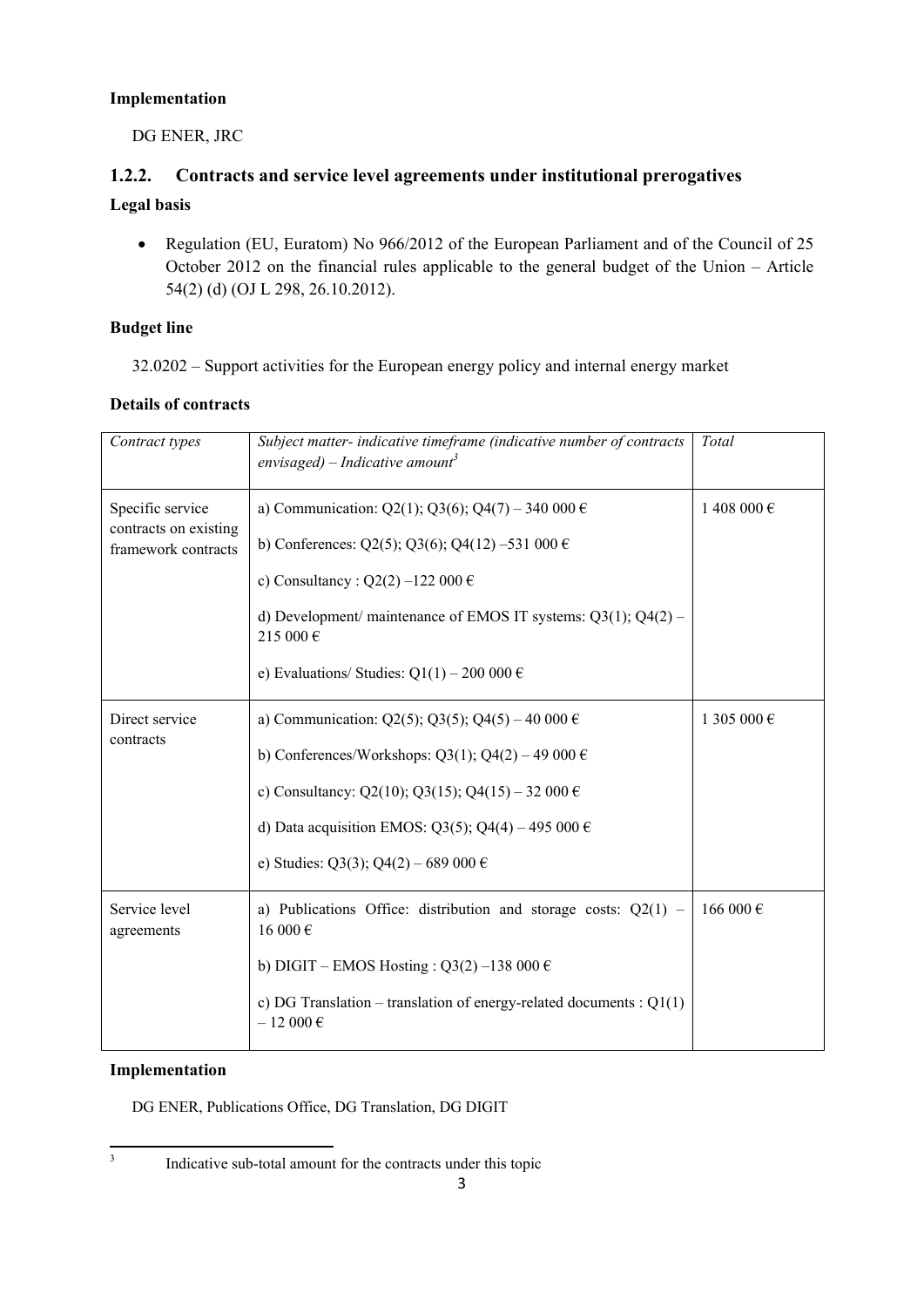**Implementation**

DG ENER, JRC

### 1.2.2. Contracts and service level agreements under institutional prerogatives

**Legal basis**

- Regulation (EU, Euratom) No 966/2012 of the European Parliament and of the Council of 25 October 2012 on the financial rules applicable to the general budget of the Union – Article 54(2) (d) (OJ L 298, 26.10.2012).

**Budget line**

32.0202 – Support activities for the European energy policy and internal energy market

**Details of contracts**

| *Contract types* | *Subject matter- indicative timeframe (indicative number of contracts envisaged) – Indicative amount*[3] | *Total* |
|---|---|---|
| Specific service contracts on existing framework contracts | a) Communication: Q2(1); Q3(6); Q4(7) – 340 000 €<br>b) Conferences: Q2(5); Q3(6); Q4(12) –531 000 €<br>c) Consultancy : Q2(2) –122 000 €<br>d) Development/ maintenance of EMOS IT systems: Q3(1); Q4(2) – 215 000 €<br>e) Evaluations/ Studies: Q1(1) – 200 000 € | 1 408 000 € |
| Direct service contracts | a) Communication: Q2(5); Q3(5); Q4(5) – 40 000 €<br>b) Conferences/Workshops: Q3(1); Q4(2) – 49 000 €<br>c) Consultancy: Q2(10); Q3(15); Q4(15) – 32 000 €<br>d) Data acquisition EMOS: Q3(5); Q4(4) – 495 000 €<br>e) Studies: Q3(3); Q4(2) – 689 000 € | 1 305 000 € |
| Service level agreements | a) Publications Office: distribution and storage costs: Q2(1) – 16 000 €<br>b) DIGIT – EMOS Hosting : Q3(2) –138 000 €<br>c) DG Translation – translation of energy-related documents : Q1(1) – 12 000 € | 166 000 € |

**Implementation**

DG ENER, Publications Office, DG Translation, DG DIGIT

[3] Indicative sub-total amount for the contracts under this topic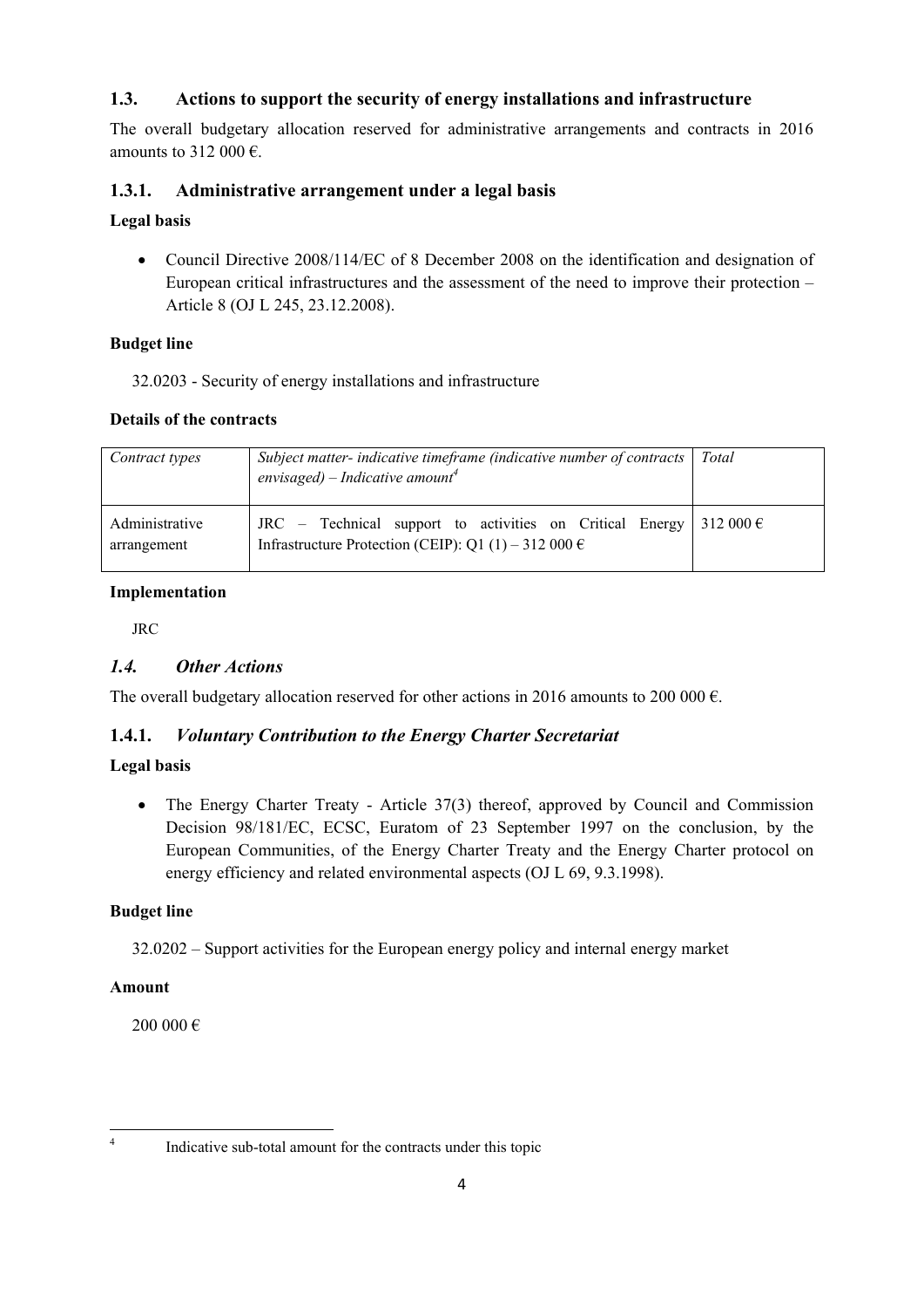## 1.3. Actions to support the security of energy installations and infrastructure

The overall budgetary allocation reserved for administrative arrangements and contracts in 2016 amounts to 312 000 €.

### 1.3.1. Administrative arrangement under a legal basis

**Legal basis**

- Council Directive 2008/114/EC of 8 December 2008 on the identification and designation of European critical infrastructures and the assessment of the need to improve their protection – Article 8 (OJ L 245, 23.12.2008).

**Budget line**

32.0203 - Security of energy installations and infrastructure

**Details of the contracts**

| *Contract types* | *Subject matter- indicative timeframe (indicative number of contracts envisaged) – Indicative amount*[4] | *Total* |
|---|---|---|
| Administrative arrangement | JRC – Technical support to activities on Critical Energy Infrastructure Protection (CEIP): Q1 (1) – 312 000 € | 312 000 € |

**Implementation**

JRC

## *1.4. Other Actions*

The overall budgetary allocation reserved for other actions in 2016 amounts to 200 000 €.

### 1.4.1. *Voluntary Contribution to the Energy Charter Secretariat*

**Legal basis**

- The Energy Charter Treaty - Article 37(3) thereof, approved by Council and Commission Decision 98/181/EC, ECSC, Euratom of 23 September 1997 on the conclusion, by the European Communities, of the Energy Charter Treaty and the Energy Charter protocol on energy efficiency and related environmental aspects (OJ L 69, 9.3.1998).

**Budget line**

32.0202 – Support activities for the European energy policy and internal energy market

**Amount**

200 000 €

---

[4] Indicative sub-total amount for the contracts under this topic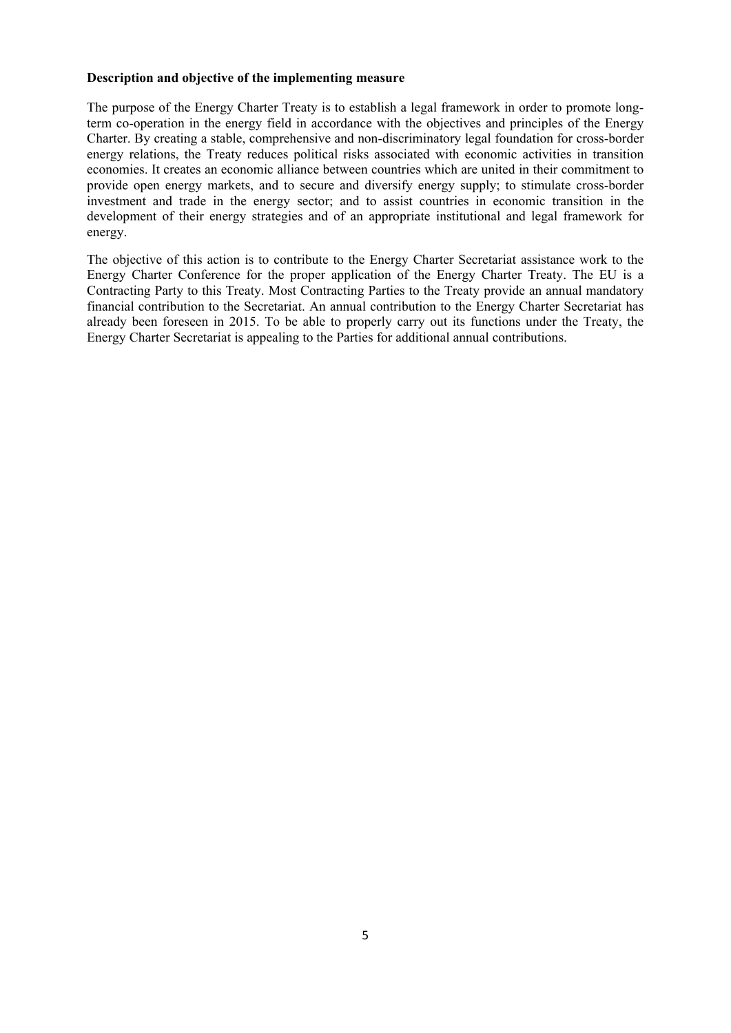**Description and objective of the implementing measure**

The purpose of the Energy Charter Treaty is to establish a legal framework in order to promote long-term co-operation in the energy field in accordance with the objectives and principles of the Energy Charter. By creating a stable, comprehensive and non-discriminatory legal foundation for cross-border energy relations, the Treaty reduces political risks associated with economic activities in transition economies. It creates an economic alliance between countries which are united in their commitment to provide open energy markets, and to secure and diversify energy supply; to stimulate cross-border investment and trade in the energy sector; and to assist countries in economic transition in the development of their energy strategies and of an appropriate institutional and legal framework for energy.

The objective of this action is to contribute to the Energy Charter Secretariat assistance work to the Energy Charter Conference for the proper application of the Energy Charter Treaty. The EU is a Contracting Party to this Treaty. Most Contracting Parties to the Treaty provide an annual mandatory financial contribution to the Secretariat. An annual contribution to the Energy Charter Secretariat has already been foreseen in 2015. To be able to properly carry out its functions under the Treaty, the Energy Charter Secretariat is appealing to the Parties for additional annual contributions.